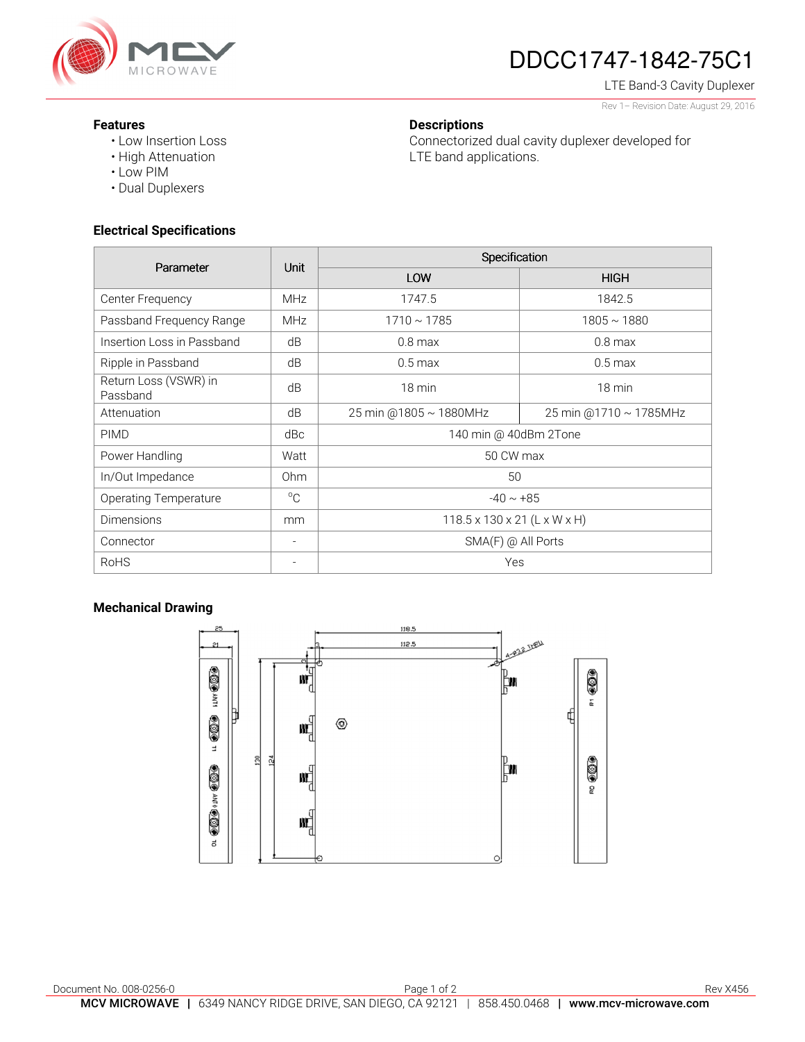# DDCC1747-1842-75C1

LTE Band-3 Cavity Duplexer

Rev 1– Revision Date: August 29, 2016

### Features

- Low Insertion Loss
- High Attenuation
- Low PIM
- Dual Duplexers

### Descriptions

Connectorized dual cavity duplexer developed for LTE band applications.

### Electrical Specifications

| Parameter | Unit | Specification | |
|---|---|---|---|
| | | LOW | HIGH |
| Center Frequency | MHz | 1747.5 | 1842.5 |
| Passband Frequency Range | MHz | 1710 ~ 1785 | 1805 ~ 1880 |
| Insertion Loss in Passband | dB | 0.8 max | 0.8 max |
| Ripple in Passband | dB | 0.5 max | 0.5 max |
| Return Loss (VSWR) in Passband | dB | 18 min | 18 min |
| Attenuation | dB | 25 min @1805 ~ 1880MHz | 25 min @1710 ~ 1785MHz |
| PIMD | dBc | 140 min @ 40dBm 2Tone | |
| Power Handling | Watt | 50 CW max | |
| In/Out Impedance | Ohm | 50 | |
| Operating Temperature | °C | -40 ~ +85 | |
| Dimensions | mm | 118.5 x 130 x 21 (L x W x H) | |
| Connector | - | SMA(F) @ All Ports | |
| RoHS | - | Yes | |

### Mechanical Drawing

25 21 118.5 112.5 3 4-Ø3.2 THRU 130 124 ANT1 T1 ANT0 T0 R1 R0

Document No. 008-0256-0

Rev X456

**MCV MICROWAVE** | 6349 NANCY RIDGE DRIVE, SAN DIEGO, CA 92121 | 858.450.0468 | **www.mcv-microwave.com**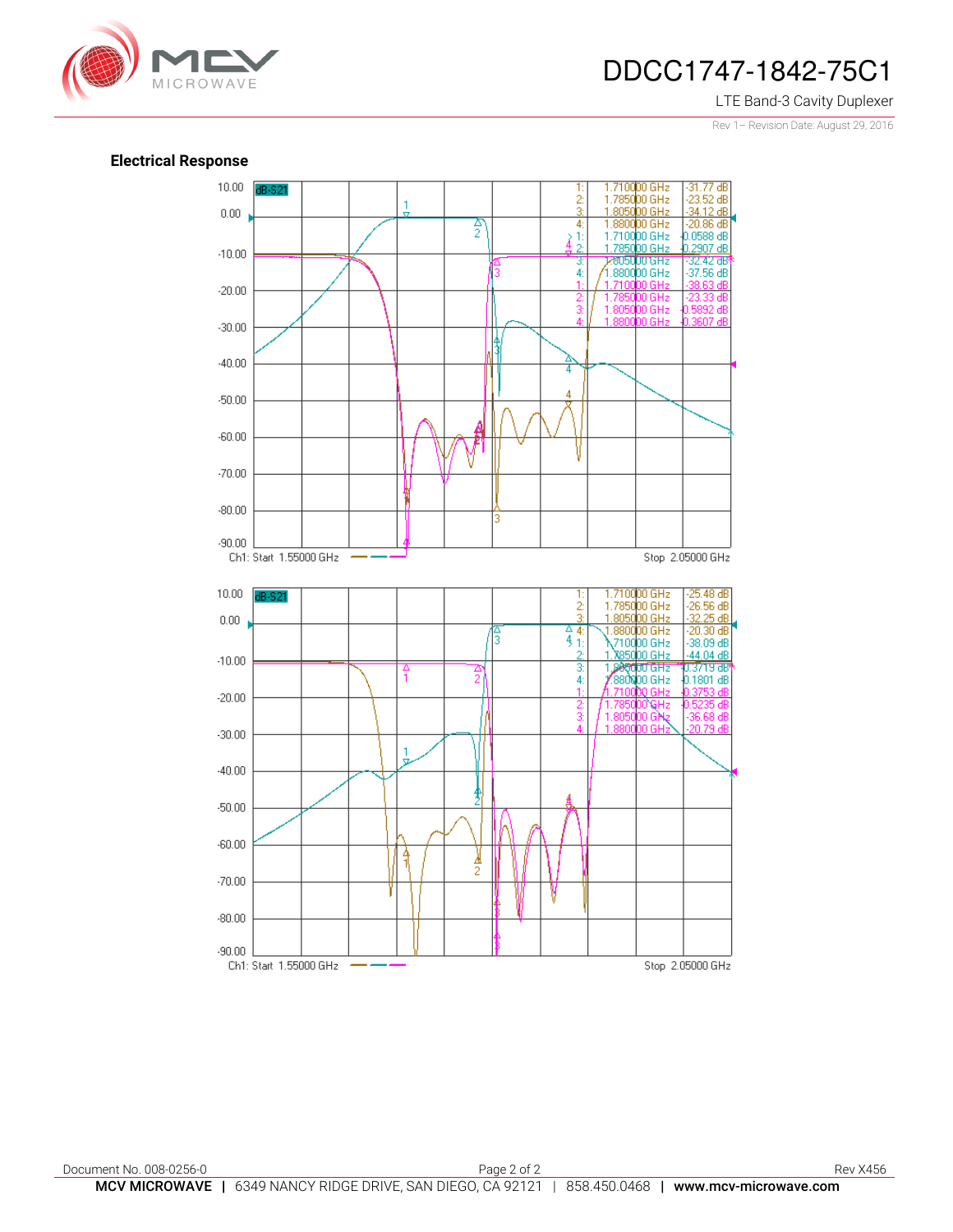## Electrical Response

dB-S21

10.00
0.00
-10.00
-20.00
-30.00
-40.00
-50.00
-60.00
-70.00
-80.00
-90.00

1: 1.710000 GHz -31.77 dB
2: 1.785000 GHz -23.52 dB
3: 1.805000 GHz -34.12 dB
4: 1.880000 GHz -20.86 dB
1: 1.710000 GHz -0.0588 dB
2: 1.785000 GHz -0.2907 dB
3: 1.805000 GHz -32.42 dB
4: 1.880000 GHz -37.56 dB
1: 1.710000 GHz -38.63 dB
2: 1.785000 GHz -23.33 dB
3: 1.805000 GHz -0.5892 dB
4: 1.880000 GHz -0.3607 dB

Ch1: Start 1.55000 GHz
Stop 2.05000 GHz

dB-S21

10.00
0.00
-10.00
-20.00
-30.00
-40.00
-50.00
-60.00
-70.00
-80.00
-90.00

1: 1.710000 GHz -25.48 dB
2: 1.785000 GHz -26.56 dB
3: 1.805000 GHz -32.25 dB
4: 1.880000 GHz -20.30 dB
1: 1.710000 GHz -38.09 dB
2: 1.785000 GHz -44.04 dB
3: 1.805000 GHz -0.3719 dB
4: 1.880000 GHz -0.1801 dB
1: 1.710000 GHz -0.3753 dB
2: 1.785000 GHz -0.5235 dB
3: 1.805000 GHz -36.68 dB
4: 1.880000 GHz -20.79 dB

Ch1: Start 1.55000 GHz
Stop 2.05000 GHz

Document No. 008-0256-0

Rev X456

**MCV MICROWAVE** | 6349 NANCY RIDGE DRIVE, SAN DIEGO, CA 92121 | 858.450.0468 | **www.mcv-microwave.com**